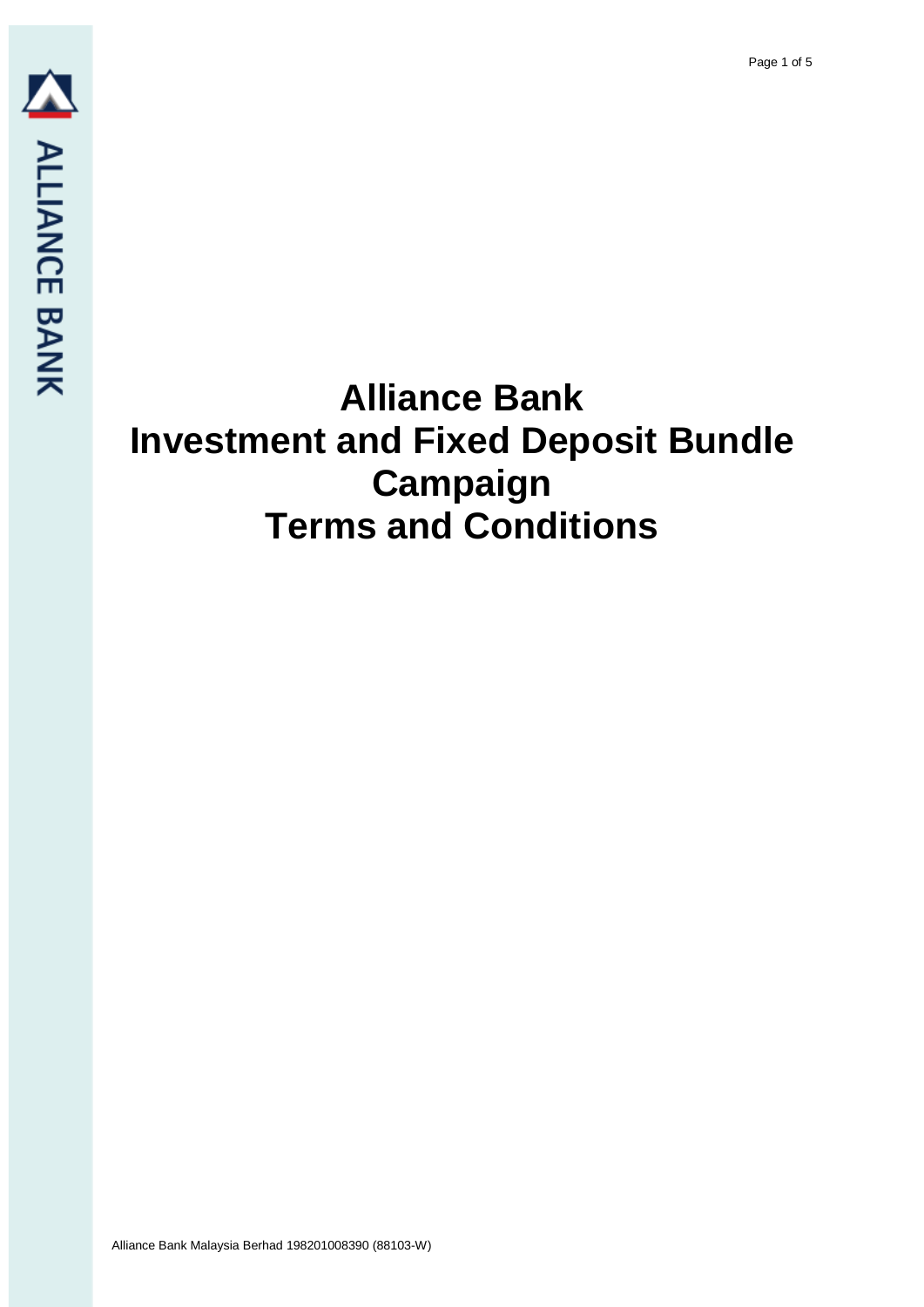# Alliance Bank Investment and Fixed Deposit Bundle Campaign Terms and Conditions

Alliance Bank Malaysia Berhad 198201008390 (88103-W)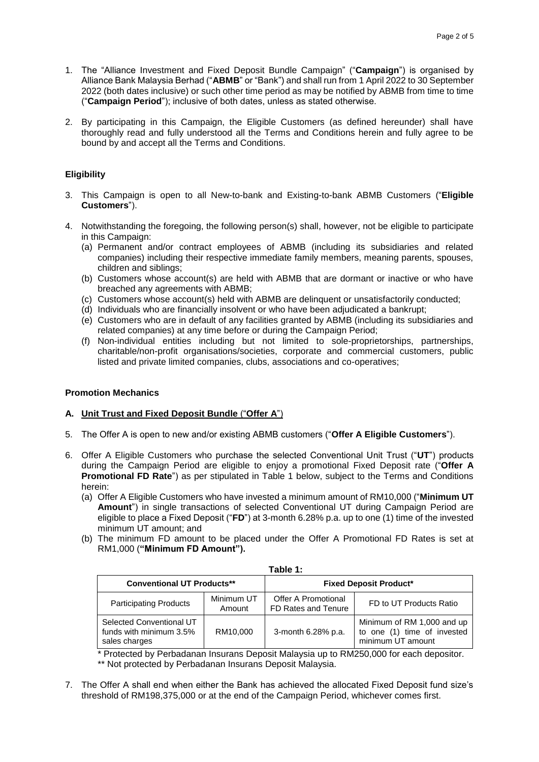1. The "Alliance Investment and Fixed Deposit Bundle Campaign" ("**Campaign**") is organised by Alliance Bank Malaysia Berhad ("**ABMB**" or "Bank") and shall run from 1 April 2022 to 30 September 2022 (both dates inclusive) or such other time period as may be notified by ABMB from time to time ("**Campaign Period**"); inclusive of both dates, unless as stated otherwise.

2. By participating in this Campaign, the Eligible Customers (as defined hereunder) shall have thoroughly read and fully understood all the Terms and Conditions herein and fully agree to be bound by and accept all the Terms and Conditions.

### Eligibility

3. This Campaign is open to all New-to-bank and Existing-to-bank ABMB Customers ("**Eligible Customers**").

4. Notwithstanding the foregoing, the following person(s) shall, however, not be eligible to participate in this Campaign:
   (a) Permanent and/or contract employees of ABMB (including its subsidiaries and related companies) including their respective immediate family members, meaning parents, spouses, children and siblings;
   (b) Customers whose account(s) are held with ABMB that are dormant or inactive or who have breached any agreements with ABMB;
   (c) Customers whose account(s) held with ABMB are delinquent or unsatisfactorily conducted;
   (d) Individuals who are financially insolvent or who have been adjudicated a bankrupt;
   (e) Customers who are in default of any facilities granted by ABMB (including its subsidiaries and related companies) at any time before or during the Campaign Period;
   (f) Non-individual entities including but not limited to sole-proprietorships, partnerships, charitable/non-profit organisations/societies, corporate and commercial customers, public listed and private limited companies, clubs, associations and co-operatives;

### Promotion Mechanics

#### A. Unit Trust and Fixed Deposit Bundle ("Offer A")

5. The Offer A is open to new and/or existing ABMB customers ("**Offer A Eligible Customers**").

6. Offer A Eligible Customers who purchase the selected Conventional Unit Trust ("**UT**") products during the Campaign Period are eligible to enjoy a promotional Fixed Deposit rate ("**Offer A Promotional FD Rate**") as per stipulated in Table 1 below, subject to the Terms and Conditions herein:
   (a) Offer A Eligible Customers who have invested a minimum amount of RM10,000 ("**Minimum UT Amount**") in single transactions of selected Conventional UT during Campaign Period are eligible to place a Fixed Deposit ("**FD**") at 3-month 6.28% p.a. up to one (1) time of the invested minimum UT amount; and
   (b) The minimum FD amount to be placed under the Offer A Promotional FD Rates is set at RM1,000 (**"Minimum FD Amount").**

**Table 1:**

| **Conventional UT Products**** | | **Fixed Deposit Product*** | |
|---|---|---|---|
| Participating Products | Minimum UT Amount | Offer A Promotional FD Rates and Tenure | FD to UT Products Ratio |
| Selected Conventional UT funds with minimum 3.5% sales charges | RM10,000 | 3-month 6.28% p.a. | Minimum of RM 1,000 and up to one (1) time of invested minimum UT amount |

\* Protected by Perbadanan Insurans Deposit Malaysia up to RM250,000 for each depositor.
\*\* Not protected by Perbadanan Insurans Deposit Malaysia.

7. The Offer A shall end when either the Bank has achieved the allocated Fixed Deposit fund size's threshold of RM198,375,000 or at the end of the Campaign Period, whichever comes first.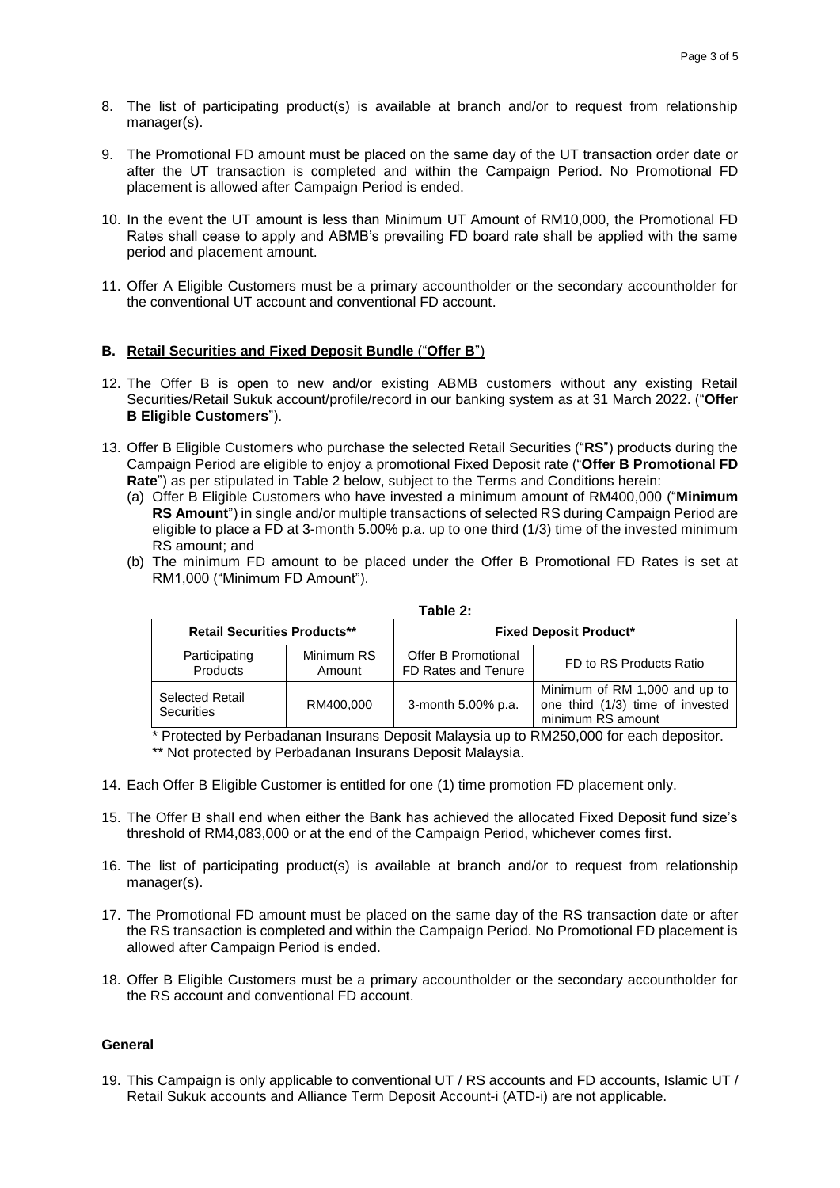8. The list of participating product(s) is available at branch and/or to request from relationship manager(s).

9. The Promotional FD amount must be placed on the same day of the UT transaction order date or after the UT transaction is completed and within the Campaign Period. No Promotional FD placement is allowed after Campaign Period is ended.

10. In the event the UT amount is less than Minimum UT Amount of RM10,000, the Promotional FD Rates shall cease to apply and ABMB's prevailing FD board rate shall be applied with the same period and placement amount.

11. Offer A Eligible Customers must be a primary accountholder or the secondary accountholder for the conventional UT account and conventional FD account.

### B. <u>Retail Securities and Fixed Deposit Bundle</u> ("**Offer B**")

12. The Offer B is open to new and/or existing ABMB customers without any existing Retail Securities/Retail Sukuk account/profile/record in our banking system as at 31 March 2022. ("**Offer B Eligible Customers**").

13. Offer B Eligible Customers who purchase the selected Retail Securities ("**RS**") products during the Campaign Period are eligible to enjoy a promotional Fixed Deposit rate ("**Offer B Promotional FD Rate**") as per stipulated in Table 2 below, subject to the Terms and Conditions herein:
    (a) Offer B Eligible Customers who have invested a minimum amount of RM400,000 ("**Minimum RS Amount**") in single and/or multiple transactions of selected RS during Campaign Period are eligible to place a FD at 3-month 5.00% p.a. up to one third (1/3) time of the invested minimum RS amount; and
    (b) The minimum FD amount to be placed under the Offer B Promotional FD Rates is set at RM1,000 ("Minimum FD Amount").

**Table 2:**

| Retail Securities Products** | | Fixed Deposit Product* | |
|---|---|---|---|
| Participating Products | Minimum RS Amount | Offer B Promotional FD Rates and Tenure | FD to RS Products Ratio |
| Selected Retail Securities | RM400,000 | 3-month 5.00% p.a. | Minimum of RM 1,000 and up to one third (1/3) time of invested minimum RS amount |

\* Protected by Perbadanan Insurans Deposit Malaysia up to RM250,000 for each depositor.
\*\* Not protected by Perbadanan Insurans Deposit Malaysia.

14. Each Offer B Eligible Customer is entitled for one (1) time promotion FD placement only.

15. The Offer B shall end when either the Bank has achieved the allocated Fixed Deposit fund size's threshold of RM4,083,000 or at the end of the Campaign Period, whichever comes first.

16. The list of participating product(s) is available at branch and/or to request from relationship manager(s).

17. The Promotional FD amount must be placed on the same day of the RS transaction date or after the RS transaction is completed and within the Campaign Period. No Promotional FD placement is allowed after Campaign Period is ended.

18. Offer B Eligible Customers must be a primary accountholder or the secondary accountholder for the RS account and conventional FD account.

### General

19. This Campaign is only applicable to conventional UT / RS accounts and FD accounts, Islamic UT / Retail Sukuk accounts and Alliance Term Deposit Account-i (ATD-i) are not applicable.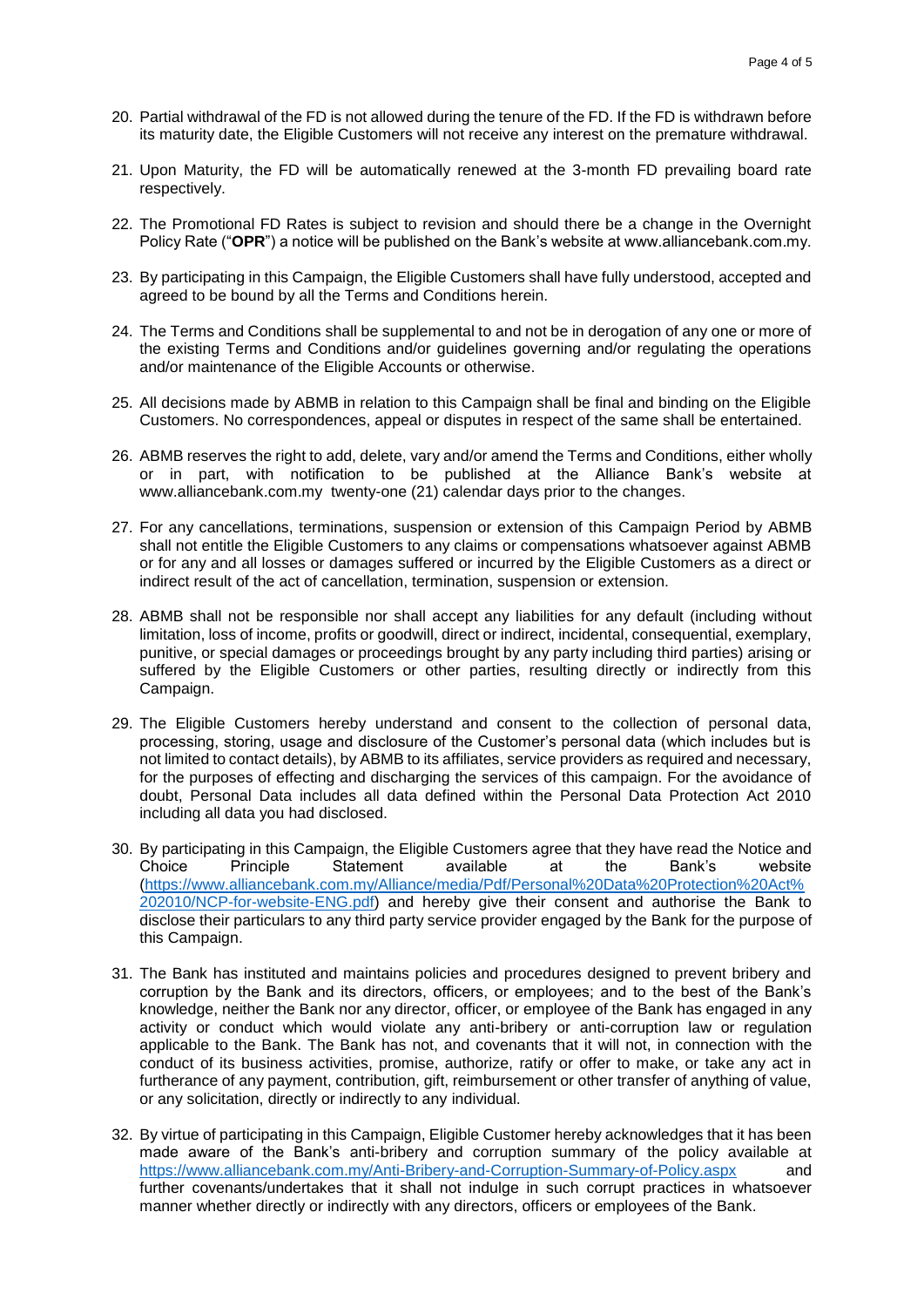20. Partial withdrawal of the FD is not allowed during the tenure of the FD. If the FD is withdrawn before its maturity date, the Eligible Customers will not receive any interest on the premature withdrawal.

21. Upon Maturity, the FD will be automatically renewed at the 3-month FD prevailing board rate respectively.

22. The Promotional FD Rates is subject to revision and should there be a change in the Overnight Policy Rate ("**OPR**") a notice will be published on the Bank's website at www.alliancebank.com.my.

23. By participating in this Campaign, the Eligible Customers shall have fully understood, accepted and agreed to be bound by all the Terms and Conditions herein.

24. The Terms and Conditions shall be supplemental to and not be in derogation of any one or more of the existing Terms and Conditions and/or guidelines governing and/or regulating the operations and/or maintenance of the Eligible Accounts or otherwise.

25. All decisions made by ABMB in relation to this Campaign shall be final and binding on the Eligible Customers. No correspondences, appeal or disputes in respect of the same shall be entertained.

26. ABMB reserves the right to add, delete, vary and/or amend the Terms and Conditions, either wholly or in part, with notification to be published at the Alliance Bank's website at www.alliancebank.com.my twenty-one (21) calendar days prior to the changes.

27. For any cancellations, terminations, suspension or extension of this Campaign Period by ABMB shall not entitle the Eligible Customers to any claims or compensations whatsoever against ABMB or for any and all losses or damages suffered or incurred by the Eligible Customers as a direct or indirect result of the act of cancellation, termination, suspension or extension.

28. ABMB shall not be responsible nor shall accept any liabilities for any default (including without limitation, loss of income, profits or goodwill, direct or indirect, incidental, consequential, exemplary, punitive, or special damages or proceedings brought by any party including third parties) arising or suffered by the Eligible Customers or other parties, resulting directly or indirectly from this Campaign.

29. The Eligible Customers hereby understand and consent to the collection of personal data, processing, storing, usage and disclosure of the Customer's personal data (which includes but is not limited to contact details), by ABMB to its affiliates, service providers as required and necessary, for the purposes of effecting and discharging the services of this campaign. For the avoidance of doubt, Personal Data includes all data defined within the Personal Data Protection Act 2010 including all data you had disclosed.

30. By participating in this Campaign, the Eligible Customers agree that they have read the Notice and Choice Principle Statement available at the Bank's website (https://www.alliancebank.com.my/Alliance/media/Pdf/Personal%20Data%20Protection%20Act%202010/NCP-for-website-ENG.pdf) and hereby give their consent and authorise the Bank to disclose their particulars to any third party service provider engaged by the Bank for the purpose of this Campaign.

31. The Bank has instituted and maintains policies and procedures designed to prevent bribery and corruption by the Bank and its directors, officers, or employees; and to the best of the Bank's knowledge, neither the Bank nor any director, officer, or employee of the Bank has engaged in any activity or conduct which would violate any anti-bribery or anti-corruption law or regulation applicable to the Bank. The Bank has not, and covenants that it will not, in connection with the conduct of its business activities, promise, authorize, ratify or offer to make, or take any act in furtherance of any payment, contribution, gift, reimbursement or other transfer of anything of value, or any solicitation, directly or indirectly to any individual.

32. By virtue of participating in this Campaign, Eligible Customer hereby acknowledges that it has been made aware of the Bank's anti-bribery and corruption summary of the policy available at https://www.alliancebank.com.my/Anti-Bribery-and-Corruption-Summary-of-Policy.aspx and further covenants/undertakes that it shall not indulge in such corrupt practices in whatsoever manner whether directly or indirectly with any directors, officers or employees of the Bank.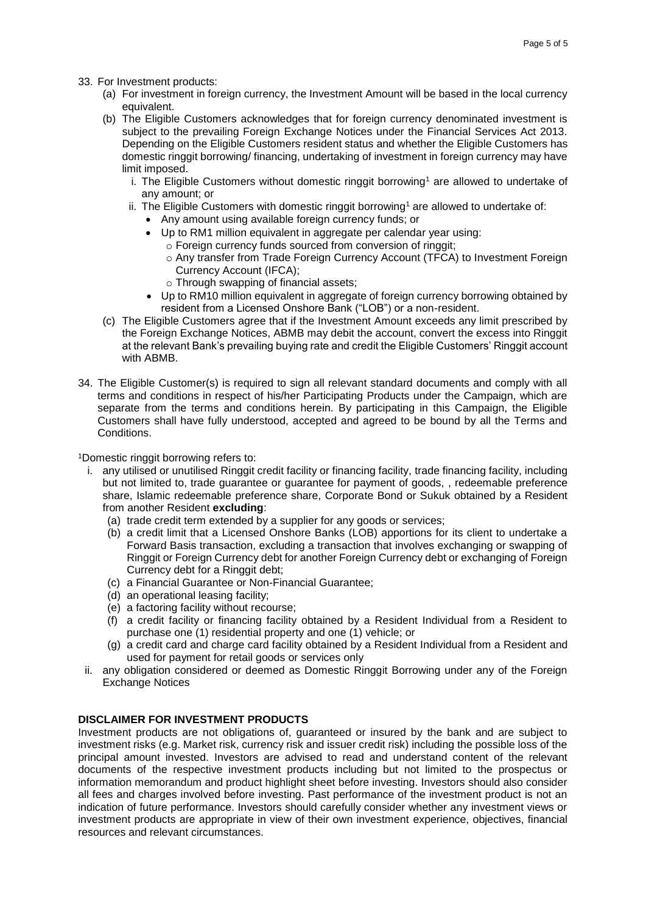33. For Investment products:
    (a) For investment in foreign currency, the Investment Amount will be based in the local currency equivalent.
    (b) The Eligible Customers acknowledges that for foreign currency denominated investment is subject to the prevailing Foreign Exchange Notices under the Financial Services Act 2013. Depending on the Eligible Customers resident status and whether the Eligible Customers has domestic ringgit borrowing/ financing, undertaking of investment in foreign currency may have limit imposed.
        i. The Eligible Customers without domestic ringgit borrowing[1] are allowed to undertake of any amount; or
        ii. The Eligible Customers with domestic ringgit borrowing[1] are allowed to undertake of:
            - Any amount using available foreign currency funds; or
            - Up to RM1 million equivalent in aggregate per calendar year using:
                - Foreign currency funds sourced from conversion of ringgit;
                - Any transfer from Trade Foreign Currency Account (TFCA) to Investment Foreign Currency Account (IFCA);
                - Through swapping of financial assets;
            - Up to RM10 million equivalent in aggregate of foreign currency borrowing obtained by resident from a Licensed Onshore Bank ("LOB") or a non-resident.
    (c) The Eligible Customers agree that if the Investment Amount exceeds any limit prescribed by the Foreign Exchange Notices, ABMB may debit the account, convert the excess into Ringgit at the relevant Bank's prevailing buying rate and credit the Eligible Customers' Ringgit account with ABMB.

34. The Eligible Customer(s) is required to sign all relevant standard documents and comply with all terms and conditions in respect of his/her Participating Products under the Campaign, which are separate from the terms and conditions herein. By participating in this Campaign, the Eligible Customers shall have fully understood, accepted and agreed to be bound by all the Terms and Conditions.

[1]Domestic ringgit borrowing refers to:

i. any utilised or unutilised Ringgit credit facility or financing facility, trade financing facility, including but not limited to, trade guarantee or guarantee for payment of goods, , redeemable preference share, Islamic redeemable preference share, Corporate Bond or Sukuk obtained by a Resident from another Resident **excluding**:
    (a) trade credit term extended by a supplier for any goods or services;
    (b) a credit limit that a Licensed Onshore Banks (LOB) apportions for its client to undertake a Forward Basis transaction, excluding a transaction that involves exchanging or swapping of Ringgit or Foreign Currency debt for another Foreign Currency debt or exchanging of Foreign Currency debt for a Ringgit debt;
    (c) a Financial Guarantee or Non-Financial Guarantee;
    (d) an operational leasing facility;
    (e) a factoring facility without recourse;
    (f) a credit facility or financing facility obtained by a Resident Individual from a Resident to purchase one (1) residential property and one (1) vehicle; or
    (g) a credit card and charge card facility obtained by a Resident Individual from a Resident and used for payment for retail goods or services only

ii. any obligation considered or deemed as Domestic Ringgit Borrowing under any of the Foreign Exchange Notices

**DISCLAIMER FOR INVESTMENT PRODUCTS**

Investment products are not obligations of, guaranteed or insured by the bank and are subject to investment risks (e.g. Market risk, currency risk and issuer credit risk) including the possible loss of the principal amount invested. Investors are advised to read and understand content of the relevant documents of the respective investment products including but not limited to the prospectus or information memorandum and product highlight sheet before investing. Investors should also consider all fees and charges involved before investing. Past performance of the investment product is not an indication of future performance. Investors should carefully consider whether any investment views or investment products are appropriate in view of their own investment experience, objectives, financial resources and relevant circumstances.